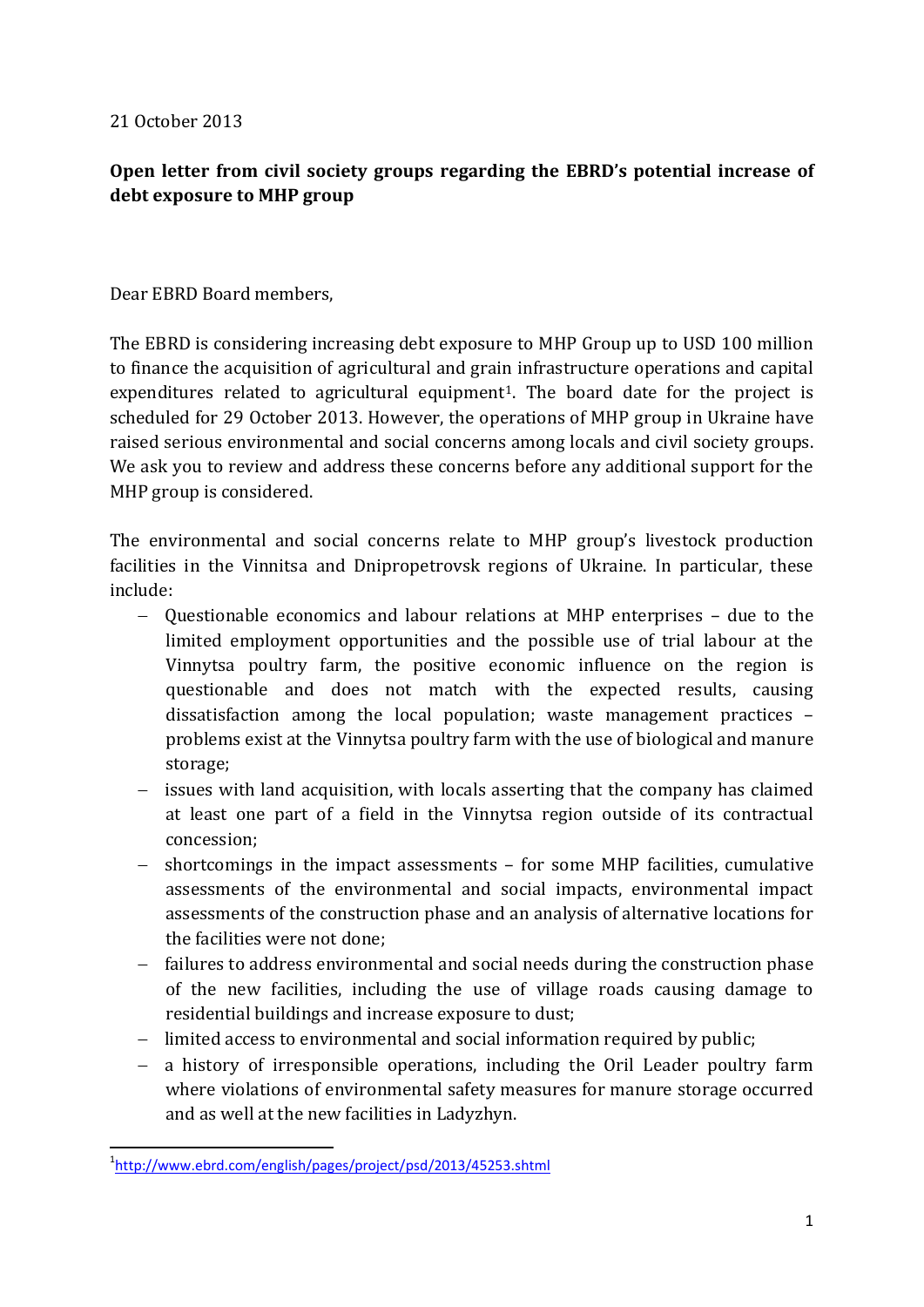21 October 2013

**Open letter from civil society groups regarding the EBRD's potential increase of debt exposure to MHP group**

Dear EBRD Board members,

The EBRD is considering increasing debt exposure to MHP Group up to USD 100 million to finance the acquisition of agricultural and grain infrastructure operations and capital expenditures related to agricultural equipment[1]. The board date for the project is scheduled for 29 October 2013. However, the operations of MHP group in Ukraine have raised serious environmental and social concerns among locals and civil society groups. We ask you to review and address these concerns before any additional support for the MHP group is considered.

The environmental and social concerns relate to MHP group's livestock production facilities in the Vinnitsa and Dnipropetrovsk regions of Ukraine. In particular, these include:

- Questionable economics and labour relations at MHP enterprises – due to the limited employment opportunities and the possible use of trial labour at the Vinnytsa poultry farm, the positive economic influence on the region is questionable and does not match with the expected results, causing dissatisfaction among the local population; waste management practices – problems exist at the Vinnytsa poultry farm with the use of biological and manure storage;
- issues with land acquisition, with locals asserting that the company has claimed at least one part of a field in the Vinnytsa region outside of its contractual concession;
- shortcomings in the impact assessments – for some MHP facilities, cumulative assessments of the environmental and social impacts, environmental impact assessments of the construction phase and an analysis of alternative locations for the facilities were not done;
- failures to address environmental and social needs during the construction phase of the new facilities, including the use of village roads causing damage to residential buildings and increase exposure to dust;
- limited access to environmental and social information required by public;
- a history of irresponsible operations, including the Oril Leader poultry farm where violations of environmental safety measures for manure storage occurred and as well at the new facilities in Ladyzhyn.

[1] http://www.ebrd.com/english/pages/project/psd/2013/45253.shtml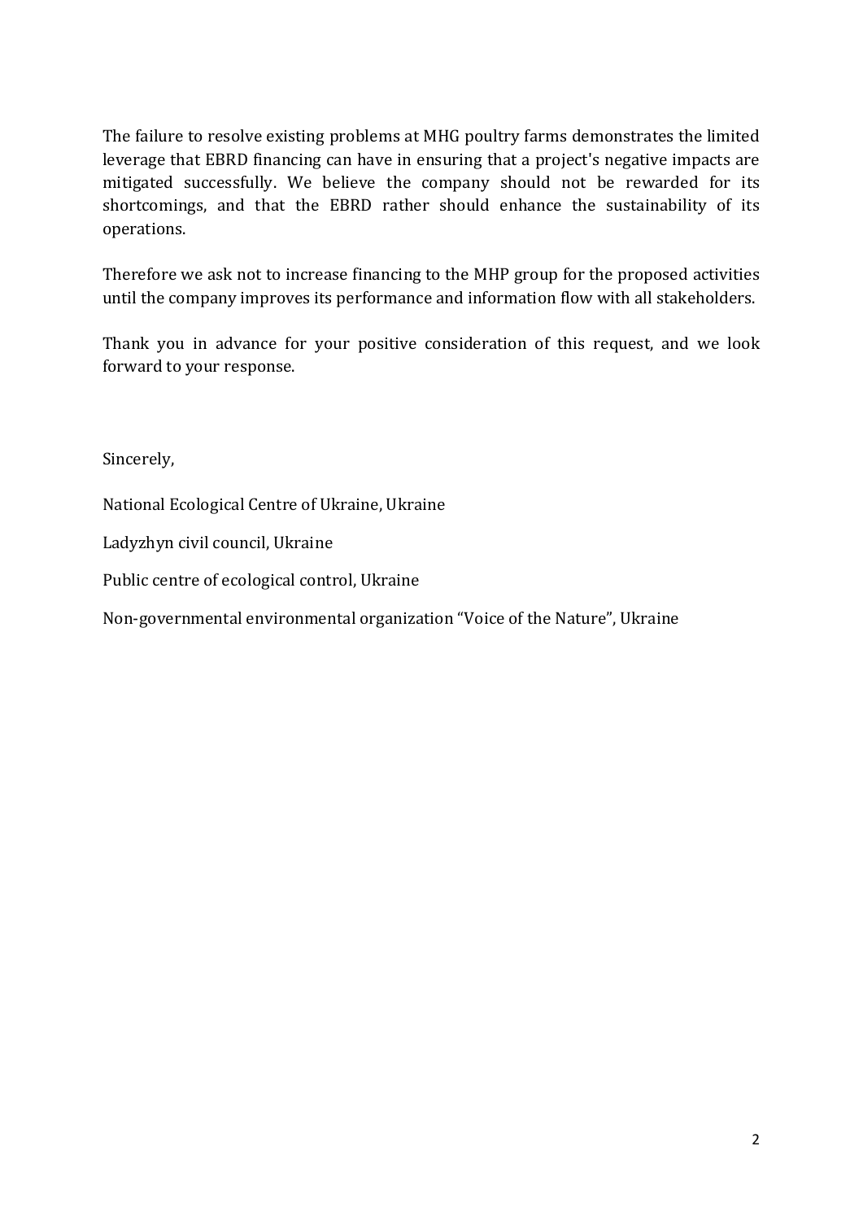The failure to resolve existing problems at MHG poultry farms demonstrates the limited leverage that EBRD financing can have in ensuring that a project's negative impacts are mitigated successfully. We believe the company should not be rewarded for its shortcomings, and that the EBRD rather should enhance the sustainability of its operations.

Therefore we ask not to increase financing to the MHP group for the proposed activities until the company improves its performance and information flow with all stakeholders.

Thank you in advance for your positive consideration of this request, and we look forward to your response.

Sincerely,

National Ecological Centre of Ukraine, Ukraine

Ladyzhyn civil council, Ukraine

Public centre of ecological control, Ukraine

Non-governmental environmental organization "Voice of the Nature", Ukraine